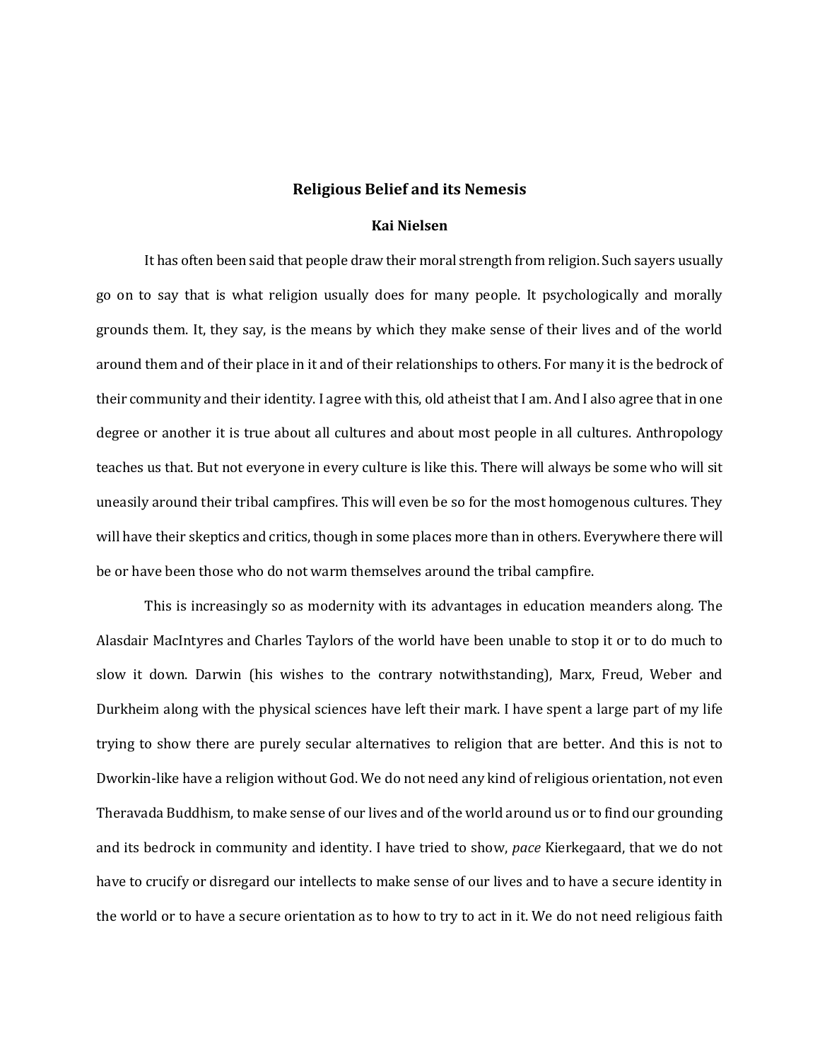# Religious Belief and its Nemesis

**Kai Nielsen**

It has often been said that people draw their moral strength from religion. Such sayers usually go on to say that is what religion usually does for many people. It psychologically and morally grounds them. It, they say, is the means by which they make sense of their lives and of the world around them and of their place in it and of their relationships to others. For many it is the bedrock of their community and their identity. I agree with this, old atheist that I am. And I also agree that in one degree or another it is true about all cultures and about most people in all cultures. Anthropology teaches us that. But not everyone in every culture is like this. There will always be some who will sit uneasily around their tribal campfires. This will even be so for the most homogenous cultures. They will have their skeptics and critics, though in some places more than in others. Everywhere there will be or have been those who do not warm themselves around the tribal campfire.

This is increasingly so as modernity with its advantages in education meanders along. The Alasdair MacIntyres and Charles Taylors of the world have been unable to stop it or to do much to slow it down. Darwin (his wishes to the contrary notwithstanding), Marx, Freud, Weber and Durkheim along with the physical sciences have left their mark. I have spent a large part of my life trying to show there are purely secular alternatives to religion that are better. And this is not to Dworkin-like have a religion without God. We do not need any kind of religious orientation, not even Theravada Buddhism, to make sense of our lives and of the world around us or to find our grounding and its bedrock in community and identity. I have tried to show, *pace* Kierkegaard, that we do not have to crucify or disregard our intellects to make sense of our lives and to have a secure identity in the world or to have a secure orientation as to how to try to act in it. We do not need religious faith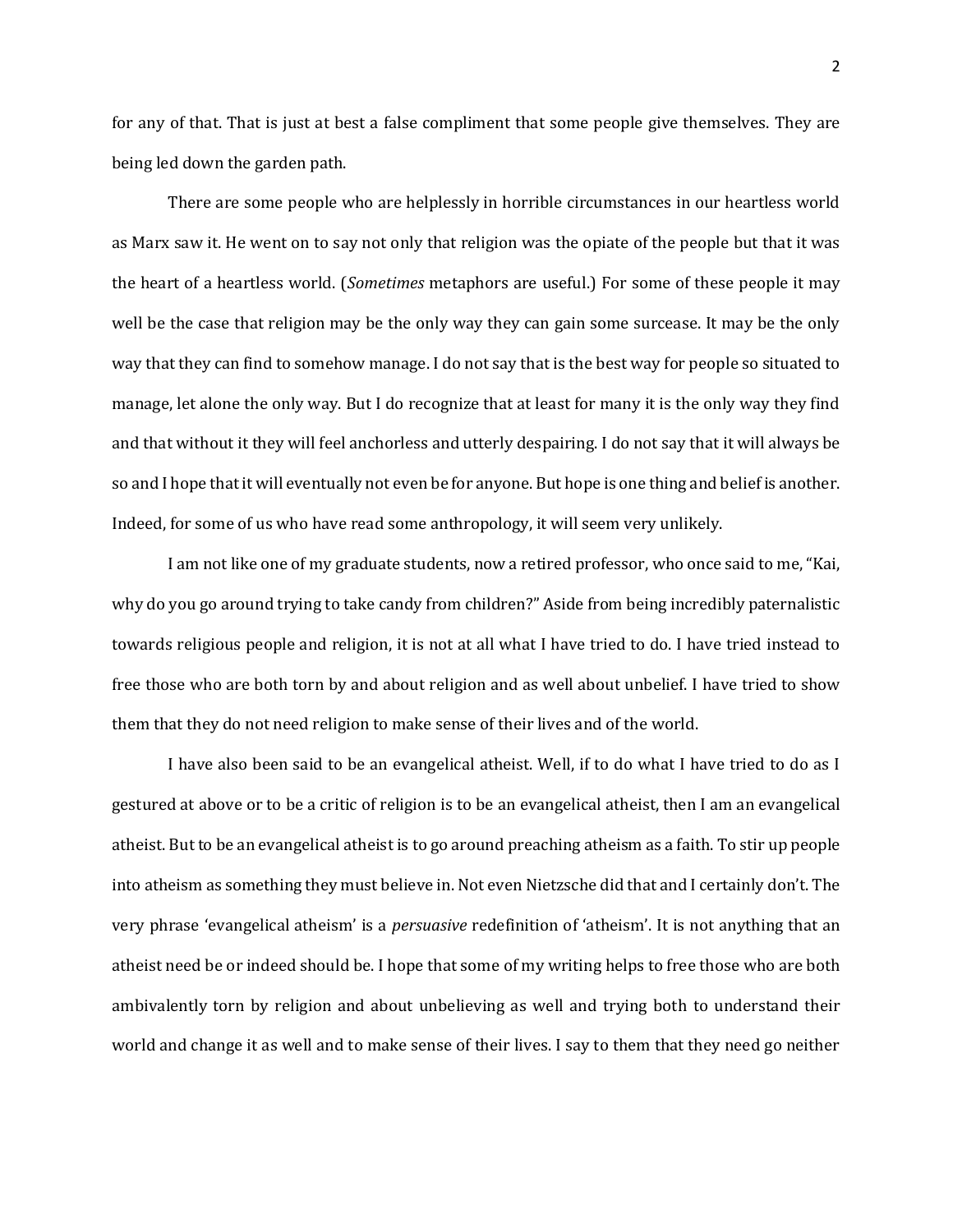for any of that. That is just at best a false compliment that some people give themselves. They are being led down the garden path.

There are some people who are helplessly in horrible circumstances in our heartless world as Marx saw it. He went on to say not only that religion was the opiate of the people but that it was the heart of a heartless world. (*Sometimes* metaphors are useful.) For some of these people it may well be the case that religion may be the only way they can gain some surcease. It may be the only way that they can find to somehow manage. I do not say that is the best way for people so situated to manage, let alone the only way. But I do recognize that at least for many it is the only way they find and that without it they will feel anchorless and utterly despairing. I do not say that it will always be so and I hope that it will eventually not even be for anyone. But hope is one thing and belief is another. Indeed, for some of us who have read some anthropology, it will seem very unlikely.

I am not like one of my graduate students, now a retired professor, who once said to me, "Kai, why do you go around trying to take candy from children?" Aside from being incredibly paternalistic towards religious people and religion, it is not at all what I have tried to do. I have tried instead to free those who are both torn by and about religion and as well about unbelief. I have tried to show them that they do not need religion to make sense of their lives and of the world.

I have also been said to be an evangelical atheist. Well, if to do what I have tried to do as I gestured at above or to be a critic of religion is to be an evangelical atheist, then I am an evangelical atheist. But to be an evangelical atheist is to go around preaching atheism as a faith. To stir up people into atheism as something they must believe in. Not even Nietzsche did that and I certainly don't. The very phrase 'evangelical atheism' is a *persuasive* redefinition of 'atheism'. It is not anything that an atheist need be or indeed should be. I hope that some of my writing helps to free those who are both ambivalently torn by religion and about unbelieving as well and trying both to understand their world and change it as well and to make sense of their lives. I say to them that they need go neither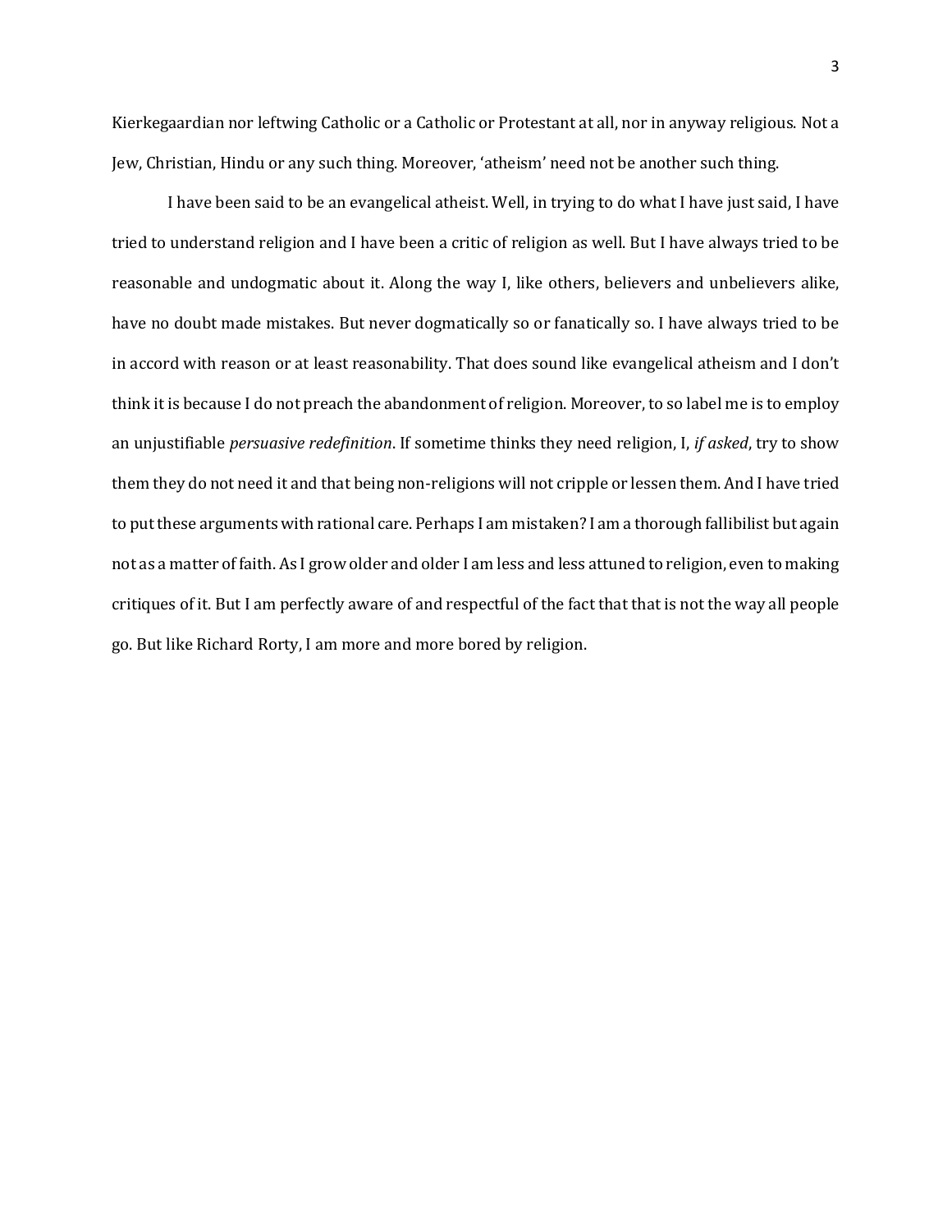Kierkegaardian nor leftwing Catholic or a Catholic or Protestant at all, nor in anyway religious. Not a Jew, Christian, Hindu or any such thing. Moreover, 'atheism' need not be another such thing.

I have been said to be an evangelical atheist. Well, in trying to do what I have just said, I have tried to understand religion and I have been a critic of religion as well. But I have always tried to be reasonable and undogmatic about it. Along the way I, like others, believers and unbelievers alike, have no doubt made mistakes. But never dogmatically so or fanatically so. I have always tried to be in accord with reason or at least reasonability. That does sound like evangelical atheism and I don't think it is because I do not preach the abandonment of religion. Moreover, to so label me is to employ an unjustifiable *persuasive redefinition*. If sometime thinks they need religion, I, *if asked*, try to show them they do not need it and that being non-religions will not cripple or lessen them. And I have tried to put these arguments with rational care. Perhaps I am mistaken? I am a thorough fallibilist but again not as a matter of faith. As I grow older and older I am less and less attuned to religion, even to making critiques of it. But I am perfectly aware of and respectful of the fact that that is not the way all people go. But like Richard Rorty, I am more and more bored by religion.